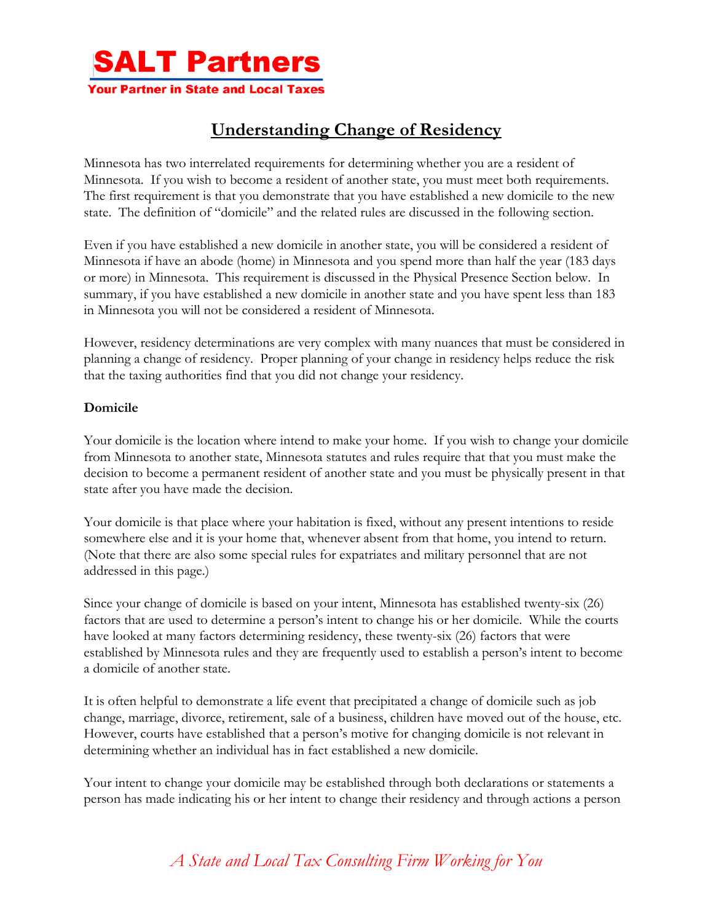# SALT Partners

**Your Partner in State and Local Taxes**

## Understanding Change of Residency

Minnesota has two interrelated requirements for determining whether you are a resident of Minnesota. If you wish to become a resident of another state, you must meet both requirements. The first requirement is that you demonstrate that you have established a new domicile to the new state. The definition of "domicile" and the related rules are discussed in the following section.

Even if you have established a new domicile in another state, you will be considered a resident of Minnesota if have an abode (home) in Minnesota and you spend more than half the year (183 days or more) in Minnesota. This requirement is discussed in the Physical Presence Section below. In summary, if you have established a new domicile in another state and you have spent less than 183 in Minnesota you will not be considered a resident of Minnesota.

However, residency determinations are very complex with many nuances that must be considered in planning a change of residency. Proper planning of your change in residency helps reduce the risk that the taxing authorities find that you did not change your residency.

**Domicile**

Your domicile is the location where intend to make your home. If you wish to change your domicile from Minnesota to another state, Minnesota statutes and rules require that that you must make the decision to become a permanent resident of another state and you must be physically present in that state after you have made the decision.

Your domicile is that place where your habitation is fixed, without any present intentions to reside somewhere else and it is your home that, whenever absent from that home, you intend to return. (Note that there are also some special rules for expatriates and military personnel that are not addressed in this page.)

Since your change of domicile is based on your intent, Minnesota has established twenty-six (26) factors that are used to determine a person's intent to change his or her domicile. While the courts have looked at many factors determining residency, these twenty-six (26) factors that were established by Minnesota rules and they are frequently used to establish a person's intent to become a domicile of another state.

It is often helpful to demonstrate a life event that precipitated a change of domicile such as job change, marriage, divorce, retirement, sale of a business, children have moved out of the house, etc. However, courts have established that a person's motive for changing domicile is not relevant in determining whether an individual has in fact established a new domicile.

Your intent to change your domicile may be established through both declarations or statements a person has made indicating his or her intent to change their residency and through actions a person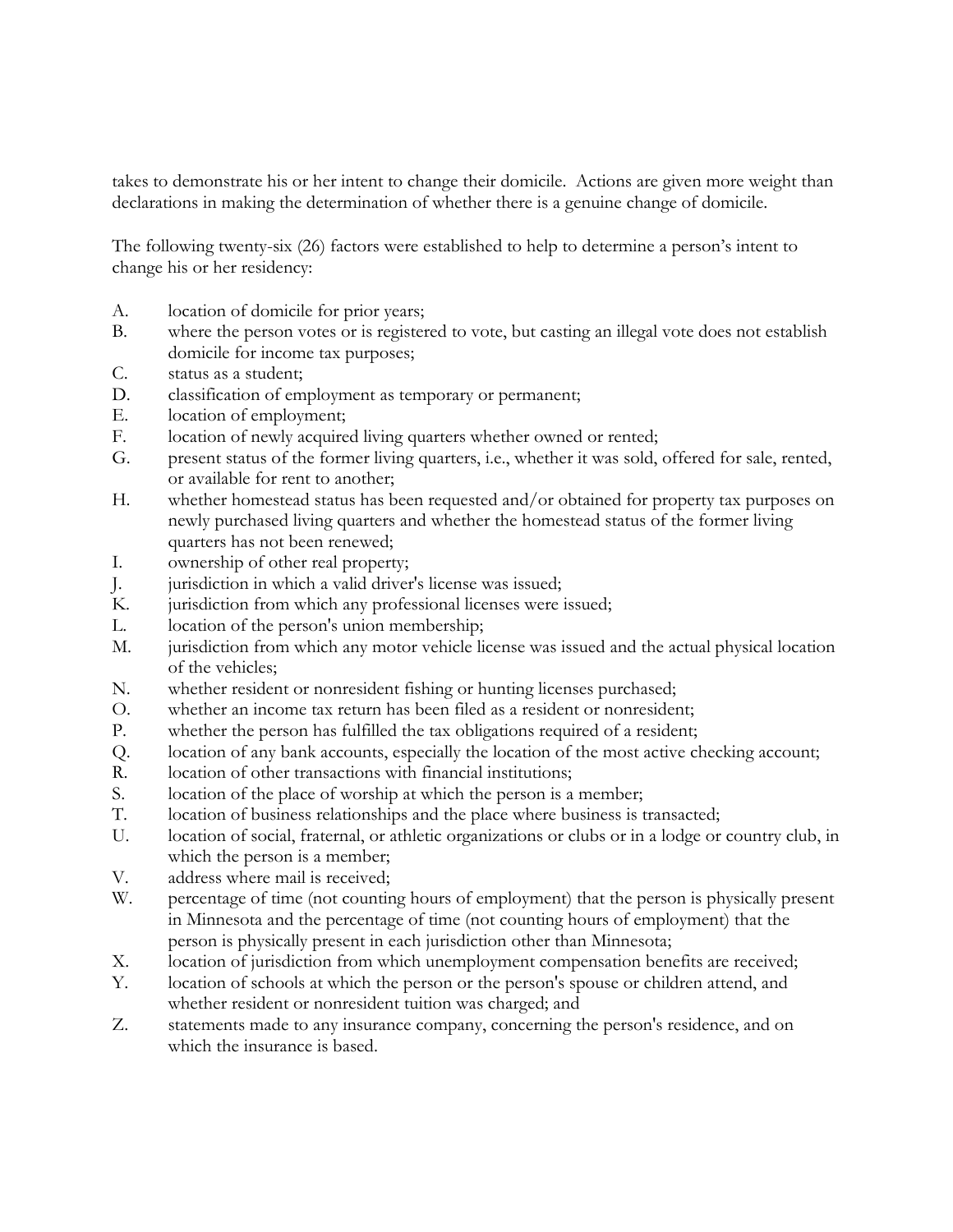takes to demonstrate his or her intent to change their domicile. Actions are given more weight than declarations in making the determination of whether there is a genuine change of domicile.

The following twenty-six (26) factors were established to help to determine a person's intent to change his or her residency:

A. location of domicile for prior years;
B. where the person votes or is registered to vote, but casting an illegal vote does not establish domicile for income tax purposes;
C. status as a student;
D. classification of employment as temporary or permanent;
E. location of employment;
F. location of newly acquired living quarters whether owned or rented;
G. present status of the former living quarters, i.e., whether it was sold, offered for sale, rented, or available for rent to another;
H. whether homestead status has been requested and/or obtained for property tax purposes on newly purchased living quarters and whether the homestead status of the former living quarters has not been renewed;
I. ownership of other real property;
J. jurisdiction in which a valid driver's license was issued;
K. jurisdiction from which any professional licenses were issued;
L. location of the person's union membership;
M. jurisdiction from which any motor vehicle license was issued and the actual physical location of the vehicles;
N. whether resident or nonresident fishing or hunting licenses purchased;
O. whether an income tax return has been filed as a resident or nonresident;
P. whether the person has fulfilled the tax obligations required of a resident;
Q. location of any bank accounts, especially the location of the most active checking account;
R. location of other transactions with financial institutions;
S. location of the place of worship at which the person is a member;
T. location of business relationships and the place where business is transacted;
U. location of social, fraternal, or athletic organizations or clubs or in a lodge or country club, in which the person is a member;
V. address where mail is received;
W. percentage of time (not counting hours of employment) that the person is physically present in Minnesota and the percentage of time (not counting hours of employment) that the person is physically present in each jurisdiction other than Minnesota;
X. location of jurisdiction from which unemployment compensation benefits are received;
Y. location of schools at which the person or the person's spouse or children attend, and whether resident or nonresident tuition was charged; and
Z. statements made to any insurance company, concerning the person's residence, and on which the insurance is based.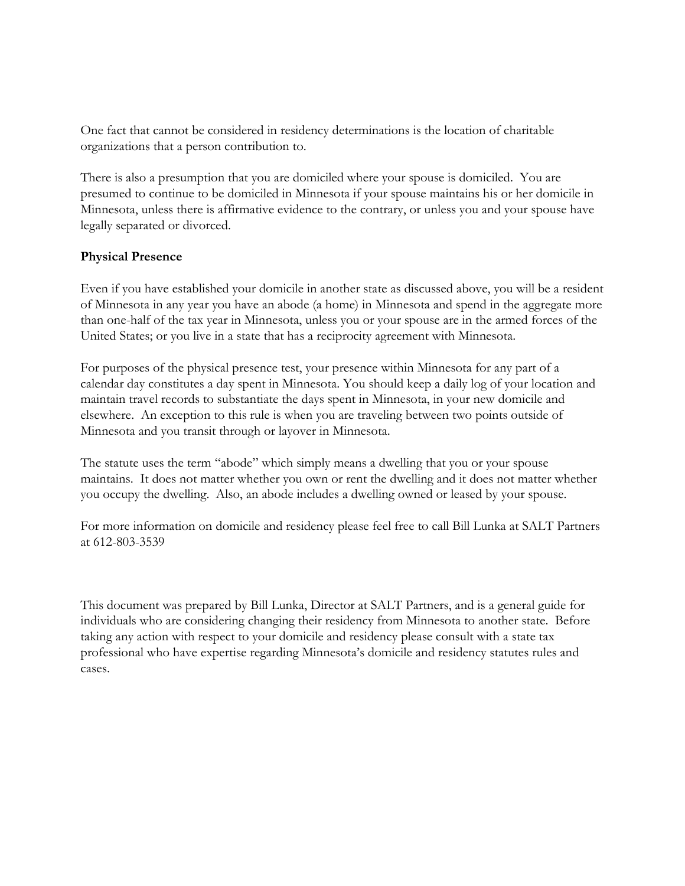One fact that cannot be considered in residency determinations is the location of charitable organizations that a person contribution to.

There is also a presumption that you are domiciled where your spouse is domiciled. You are presumed to continue to be domiciled in Minnesota if your spouse maintains his or her domicile in Minnesota, unless there is affirmative evidence to the contrary, or unless you and your spouse have legally separated or divorced.

**Physical Presence**

Even if you have established your domicile in another state as discussed above, you will be a resident of Minnesota in any year you have an abode (a home) in Minnesota and spend in the aggregate more than one-half of the tax year in Minnesota, unless you or your spouse are in the armed forces of the United States; or you live in a state that has a reciprocity agreement with Minnesota.

For purposes of the physical presence test, your presence within Minnesota for any part of a calendar day constitutes a day spent in Minnesota. You should keep a daily log of your location and maintain travel records to substantiate the days spent in Minnesota, in your new domicile and elsewhere. An exception to this rule is when you are traveling between two points outside of Minnesota and you transit through or layover in Minnesota.

The statute uses the term "abode" which simply means a dwelling that you or your spouse maintains. It does not matter whether you own or rent the dwelling and it does not matter whether you occupy the dwelling. Also, an abode includes a dwelling owned or leased by your spouse.

For more information on domicile and residency please feel free to call Bill Lunka at SALT Partners at 612-803-3539

This document was prepared by Bill Lunka, Director at SALT Partners, and is a general guide for individuals who are considering changing their residency from Minnesota to another state. Before taking any action with respect to your domicile and residency please consult with a state tax professional who have expertise regarding Minnesota's domicile and residency statutes rules and cases.